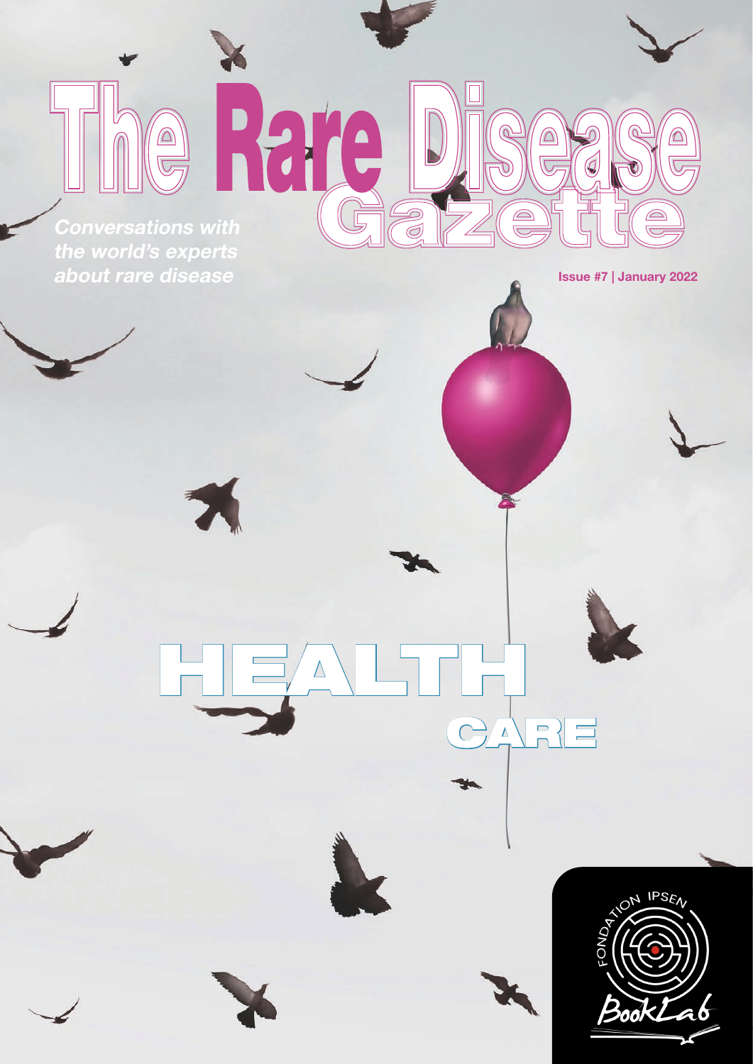# The Rare Disease Gazette

*Conversations with the world's experts about rare disease*

**Issue #7 | January 2022**

## HEALTH CARE

FONDATION IPSEN BookLab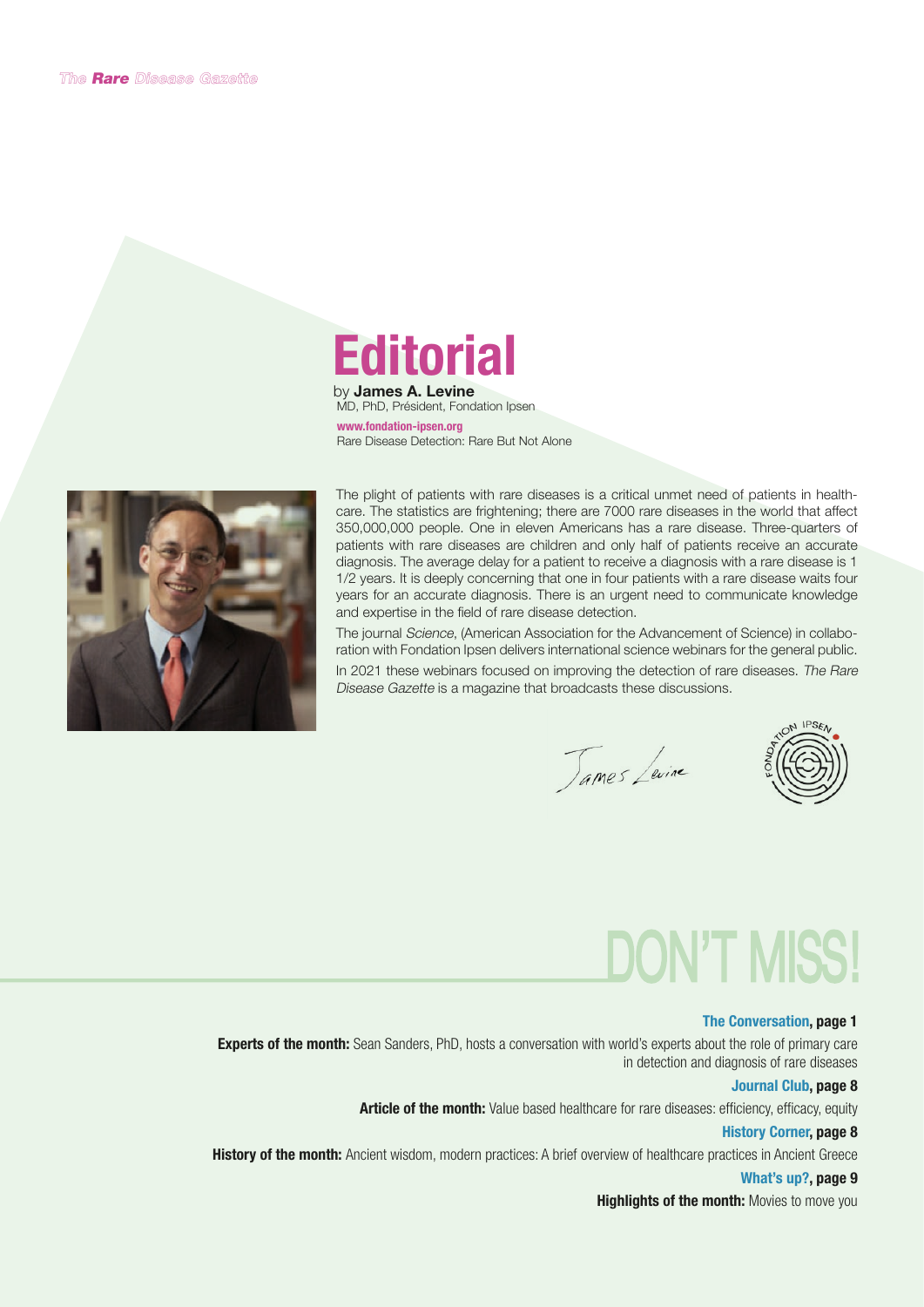# Editorial

by **James A. Levine**
MD, PhD, Président, Fondation Ipsen

**www.fondation-ipsen.org**
Rare Disease Detection: Rare But Not Alone

The plight of patients with rare diseases is a critical unmet need of patients in healthcare. The statistics are frightening; there are 7000 rare diseases in the world that affect 350,000,000 people. One in eleven Americans has a rare disease. Three-quarters of patients with rare diseases are children and only half of patients receive an accurate diagnosis. The average delay for a patient to receive a diagnosis with a rare disease is 1 1/2 years. It is deeply concerning that one in four patients with a rare disease waits four years for an accurate diagnosis. There is an urgent need to communicate knowledge and expertise in the field of rare disease detection.

The journal *Science*, (American Association for the Advancement of Science) in collaboration with Fondation Ipsen delivers international science webinars for the general public. In 2021 these webinars focused on improving the detection of rare diseases. *The Rare Disease Gazette* is a magazine that broadcasts these discussions.

James Levine

# DON'T MISS!

**The Conversation, page 1**

**Experts of the month:** Sean Sanders, PhD, hosts a conversation with world's experts about the role of primary care in detection and diagnosis of rare diseases

**Journal Club, page 8**

**Article of the month:** Value based healthcare for rare diseases: efficiency, efficacy, equity

**History Corner, page 8**

**History of the month:** Ancient wisdom, modern practices: A brief overview of healthcare practices in Ancient Greece

**What's up?, page 9**

**Highlights of the month:** Movies to move you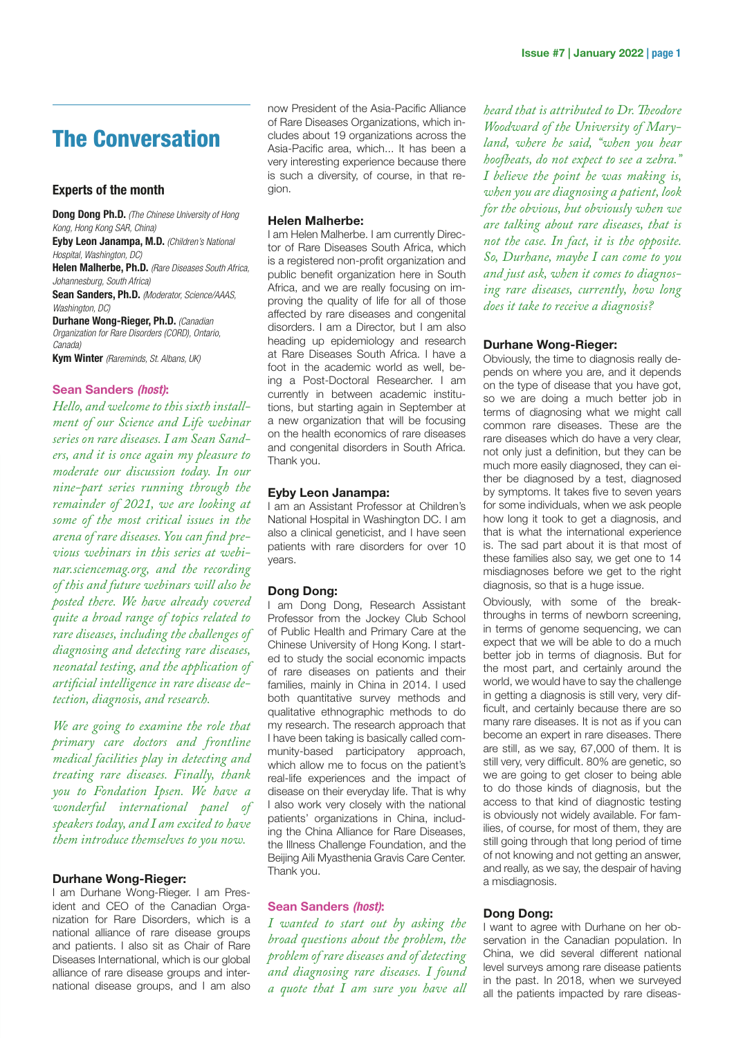# The Conversation

### Experts of the month

**Dong Dong Ph.D.** *(The Chinese University of Hong Kong, Hong Kong SAR, China)*
**Eyby Leon Janampa, M.D.** *(Children's National Hospital, Washington, DC)*
**Helen Malherbe, Ph.D.** *(Rare Diseases South Africa, Johannesburg, South Africa)*
**Sean Sanders, Ph.D.** *(Moderator, Science/AAAS, Washington, DC)*
**Durhane Wong-Rieger, Ph.D.** *(Canadian Organization for Rare Disorders (CORD), Ontario, Canada)*
**Kym Winter** *(Rareminds, St. Albans, UK)*

**Sean Sanders *(host)*:**

*Hello, and welcome to this sixth installment of our Science and Life webinar series on rare diseases. I am Sean Sanders, and it is once again my pleasure to moderate our discussion today. In our nine-part series running through the remainder of 2021, we are looking at some of the most critical issues in the arena of rare diseases. You can find previous webinars in this series at webinar.sciencemag.org, and the recording of this and future webinars will also be posted there. We have already covered quite a broad range of topics related to rare diseases, including the challenges of diagnosing and detecting rare diseases, neonatal testing, and the application of artificial intelligence in rare disease detection, diagnosis, and research.*

*We are going to examine the role that primary care doctors and frontline medical facilities play in detecting and treating rare diseases. Finally, thank you to Fondation Ipsen. We have a wonderful international panel of speakers today, and I am excited to have them introduce themselves to you now.*

**Durhane Wong-Rieger:**

I am Durhane Wong-Rieger. I am President and CEO of the Canadian Organization for Rare Disorders, which is a national alliance of rare disease groups and patients. I also sit as Chair of Rare Diseases International, which is our global alliance of rare disease groups and international disease groups, and I am also now President of the Asia-Pacific Alliance of Rare Diseases Organizations, which includes about 19 organizations across the Asia-Pacific area, which... It has been a very interesting experience because there is such a diversity, of course, in that region.

**Helen Malherbe:**

I am Helen Malherbe. I am currently Director of Rare Diseases South Africa, which is a registered non-profit organization and public benefit organization here in South Africa, and we are really focusing on improving the quality of life for all of those affected by rare diseases and congenital disorders. I am a Director, but I am also heading up epidemiology and research at Rare Diseases South Africa. I have a foot in the academic world as well, being a Post-Doctoral Researcher. I am currently in between academic institutions, but starting again in September at a new organization that will be focusing on the health economics of rare diseases and congenital disorders in South Africa. Thank you.

**Eyby Leon Janampa:**

I am an Assistant Professor at Children's National Hospital in Washington DC. I am also a clinical geneticist, and I have seen patients with rare disorders for over 10 years.

**Dong Dong:**

I am Dong Dong, Research Assistant Professor from the Jockey Club School of Public Health and Primary Care at the Chinese University of Hong Kong. I started to study the social economic impacts of rare diseases on patients and their families, mainly in China in 2014. I used both quantitative survey methods and qualitative ethnographic methods to do my research. The research approach that I have been taking is basically called community-based participatory approach, which allow me to focus on the patient's real-life experiences and the impact of disease on their everyday life. That is why I also work very closely with the national patients' organizations in China, including the China Alliance for Rare Diseases, the Illness Challenge Foundation, and the Beijing Aili Myasthenia Gravis Care Center. Thank you.

**Sean Sanders *(host)*:**

*I wanted to start out by asking the broad questions about the problem, the problem of rare diseases and of detecting and diagnosing rare diseases. I found a quote that I am sure you have all heard that is attributed to Dr. Theodore Woodward of the University of Maryland, where he said, "when you hear hoofbeats, do not expect to see a zebra." I believe the point he was making is, when you are diagnosing a patient, look for the obvious, but obviously when we are talking about rare diseases, that is not the case. In fact, it is the opposite. So, Durhane, maybe I can come to you and just ask, when it comes to diagnosing rare diseases, currently, how long does it take to receive a diagnosis?*

**Durhane Wong-Rieger:**

Obviously, the time to diagnosis really depends on where you are, and it depends on the type of disease that you have got, so we are doing a much better job in terms of diagnosing what we might call common rare diseases. These are the rare diseases which do have a very clear, not only just a definition, but they can be much more easily diagnosed, they can either be diagnosed by a test, diagnosed by symptoms. It takes five to seven years for some individuals, when we ask people how long it took to get a diagnosis, and that is what the international experience is. The sad part about it is that most of these families also say, we get one to 14 misdiagnoses before we get to the right diagnosis, so that is a huge issue.

Obviously, with some of the breakthroughs in terms of newborn screening, in terms of genome sequencing, we can expect that we will be able to do a much better job in terms of diagnosis. But for the most part, and certainly around the world, we would have to say the challenge in getting a diagnosis is still very, very difficult, and certainly because there are so many rare diseases. It is not as if you can become an expert in rare diseases. There are still, as we say, 67,000 of them. It is still very, very difficult. 80% are genetic, so we are going to get closer to being able to do those kinds of diagnosis, but the access to that kind of diagnostic testing is obviously not widely available. For families, of course, for most of them, they are still going through that long period of time of not knowing and not getting an answer, and really, as we say, the despair of having a misdiagnosis.

**Dong Dong:**

I want to agree with Durhane on her observation in the Canadian population. In China, we did several different national level surveys among rare disease patients in the past. In 2018, when we surveyed all the patients impacted by rare diseas-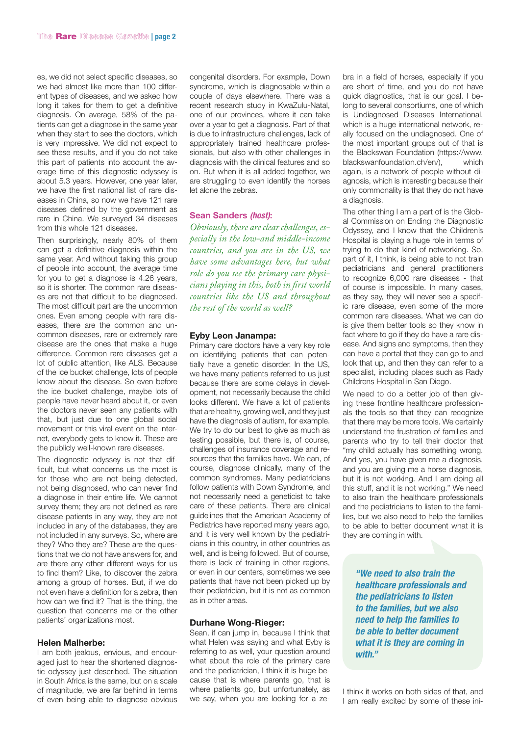es, we did not select specific diseases, so we had almost like more than 100 different types of diseases, and we asked how long it takes for them to get a definitive diagnosis. On average, 58% of the patients can get a diagnose in the same year when they start to see the doctors, which is very impressive. We did not expect to see these results, and if you do not take this part of patients into account the average time of this diagnostic odyssey is about 5.3 years. However, one year later, we have the first national list of rare diseases in China, so now we have 121 rare diseases defined by the government as rare in China. We surveyed 34 diseases from this whole 121 diseases.

Then surprisingly, nearly 80% of them can get a definitive diagnosis within the same year. And without taking this group of people into account, the average time for you to get a diagnose is 4.26 years, so it is shorter. The common rare diseases are not that difficult to be diagnosed. The most difficult part are the uncommon ones. Even among people with rare diseases, there are the common and uncommon diseases, rare or extremely rare disease are the ones that make a huge difference. Common rare diseases get a lot of public attention, like ALS. Because of the ice bucket challenge, lots of people know about the disease. So even before the ice bucket challenge, maybe lots of people have never heard about it, or even the doctors never seen any patients with that, but just due to one global social movement or this viral event on the internet, everybody gets to know it. These are the publicly well-known rare diseases.

The diagnostic odyssey is not that difficult, but what concerns us the most is for those who are not being detected, not being diagnosed, who can never find a diagnose in their entire life. We cannot survey them; they are not defined as rare disease patients in any way, they are not included in any of the databases, they are not included in any surveys. So, where are they? Who they are? These are the questions that we do not have answers for, and are there any other different ways for us to find them? Like, to discover the zebra among a group of horses. But, if we do not even have a definition for a zebra, then how can we find it? That is the thing, the question that concerns me or the other patients' organizations most.

**Helen Malherbe:**
I am both jealous, envious, and encouraged just to hear the shortened diagnostic odyssey just described. The situation in South Africa is the same, but on a scale of magnitude, we are far behind in terms of even being able to diagnose obvious congenital disorders. For example, Down syndrome, which is diagnosable within a couple of days elsewhere. There was a recent research study in KwaZulu-Natal, one of our provinces, where it can take over a year to get a diagnosis. Part of that is due to infrastructure challenges, lack of appropriately trained healthcare professionals, but also with other challenges in diagnosis with the clinical features and so on. But when it is all added together, we are struggling to even identify the horses let alone the zebras.

**Sean Sanders *(host)*:**
*Obviously, there are clear challenges, especially in the low-and middle-income countries, and you are in the US, we have some advantages here, but what role do you see the primary care physicians playing in this, both in first world countries like the US and throughout the rest of the world as well?*

**Eyby Leon Janampa:**
Primary care doctors have a very key role on identifying patients that can potentially have a genetic disorder. In the US, we have many patients referred to us just because there are some delays in development, not necessarily because the child looks different. We have a lot of patients that are healthy, growing well, and they just have the diagnosis of autism, for example. We try to do our best to give as much as testing possible, but there is, of course, challenges of insurance coverage and resources that the families have. We can, of course, diagnose clinically, many of the common syndromes. Many pediatricians follow patients with Down Syndrome, and not necessarily need a geneticist to take care of these patients. There are clinical guidelines that the American Academy of Pediatrics have reported many years ago, and it is very well known by the pediatricians in this country, in other countries as well, and is being followed. But of course, there is lack of training in other regions, or even in our centers, sometimes we see patients that have not been picked up by their pediatrician, but it is not as common as in other areas.

**Durhane Wong-Rieger:**
Sean, if can jump in, because I think that what Helen was saying and what Eyby is referring to as well, your question around what about the role of the primary care and the pediatrician, I think it is huge because that is where parents go, that is where patients go, but unfortunately, as we say, when you are looking for a zebra in a field of horses, especially if you are short of time, and you do not have quick diagnostics, that is our goal. I belong to several consortiums, one of which is Undiagnosed Diseases International, which is a huge international network, really focused on the undiagnosed. One of the most important groups out of that is the Blackswan Foundation (https://www.blackswanfoundation.ch/en/), which again, is a network of people without diagnosis, which is interesting because their only commonality is that they do not have a diagnosis.

The other thing I am a part of is the Global Commission on Ending the Diagnostic Odyssey, and I know that the Children's Hospital is playing a huge role in terms of trying to do that kind of networking. So, part of it, I think, is being able to not train pediatricians and general practitioners to recognize 6,000 rare diseases - that of course is impossible. In many cases, as they say, they will never see a specific rare disease, even some of the more common rare diseases. What we can do is give them better tools so they know in fact where to go if they do have a rare disease. And signs and symptoms, then they can have a portal that they can go to and look that up, and then they can refer to a specialist, including places such as Rady Childrens Hospital in San Diego.

We need to do a better job of then giving these frontline healthcare professionals the tools so that they can recognize that there may be more tools. We certainly understand the frustration of families and parents who try to tell their doctor that "my child actually has something wrong. And yes, you have given me a diagnosis, and you are giving me a horse diagnosis, but it is not working. And I am doing all this stuff, and it is not working." We need to also train the healthcare professionals and the pediatricians to listen to the families, but we also need to help the families to be able to better document what it is they are coming in with.

> ***"We need to also train the healthcare professionals and the pediatricians to listen to the families, but we also need to help the families to be able to better document what it is they are coming in with."***

I think it works on both sides of that, and I am really excited by some of these ini-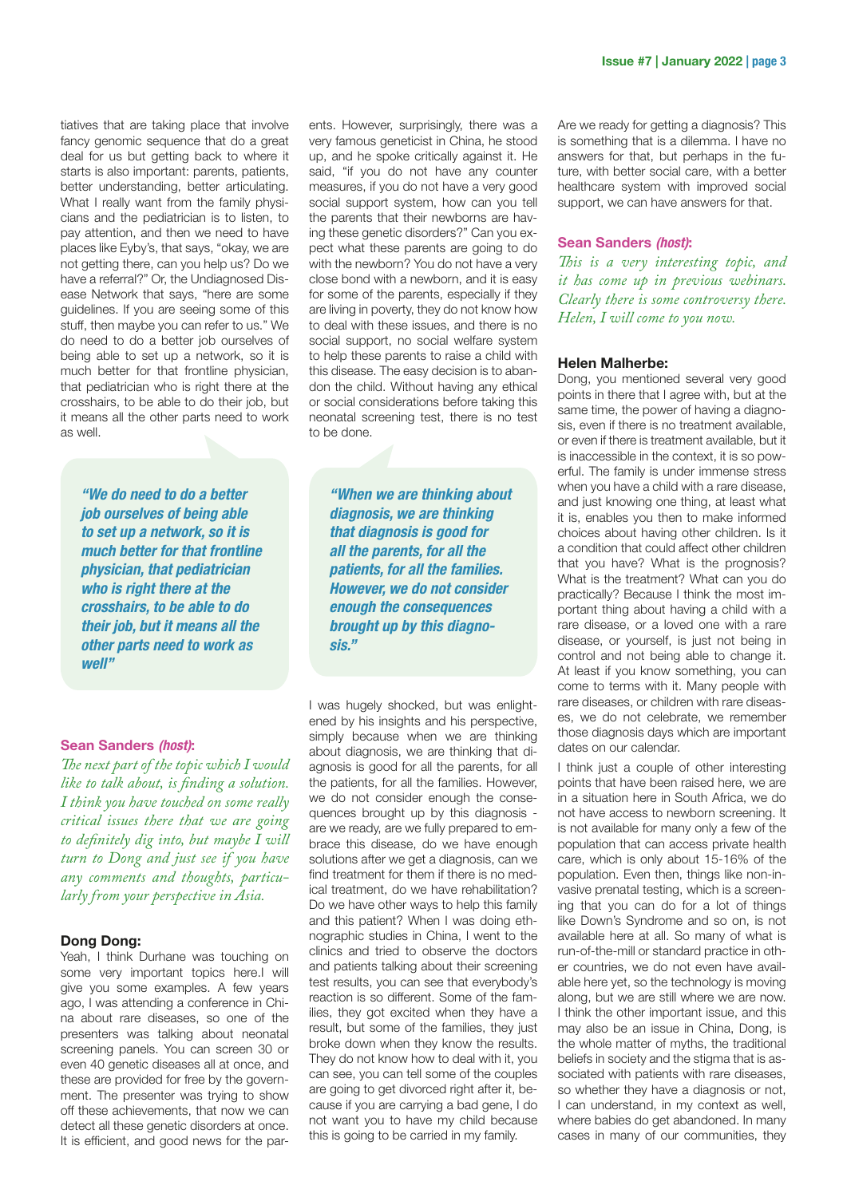tiatives that are taking place that involve fancy genomic sequence that do a great deal for us but getting back to where it starts is also important: parents, patients, better understanding, better articulating. What I really want from the family physicians and the pediatrician is to listen, to pay attention, and then we need to have places like Eyby's, that says, "okay, we are not getting there, can you help us? Do we have a referral?" Or, the Undiagnosed Disease Network that says, "here are some guidelines. If you are seeing some of this stuff, then maybe you can refer to us." We do need to do a better job ourselves of being able to set up a network, so it is much better for that frontline physician, that pediatrician who is right there at the crosshairs, to be able to do their job, but it means all the other parts need to work as well.

> ***"We do need to do a better job ourselves of being able to set up a network, so it is much better for that frontline physician, that pediatrician who is right there at the crosshairs, to be able to do their job, but it means all the other parts need to work as well"***

**Sean Sanders *(host)*:**

*The next part of the topic which I would like to talk about, is finding a solution. I think you have touched on some really critical issues there that we are going to definitely dig into, but maybe I will turn to Dong and just see if you have any comments and thoughts, particularly from your perspective in Asia.*

**Dong Dong:**

Yeah, I think Durhane was touching on some very important topics here.I will give you some examples. A few years ago, I was attending a conference in China about rare diseases, so one of the presenters was talking about neonatal screening panels. You can screen 30 or even 40 genetic diseases all at once, and these are provided for free by the government. The presenter was trying to show off these achievements, that now we can detect all these genetic disorders at once. It is efficient, and good news for the parents. However, surprisingly, there was a very famous geneticist in China, he stood up, and he spoke critically against it. He said, "if you do not have any counter measures, if you do not have a very good social support system, how can you tell the parents that their newborns are having these genetic disorders?" Can you expect what these parents are going to do with the newborn? You do not have a very close bond with a newborn, and it is easy for some of the parents, especially if they are living in poverty, they do not know how to deal with these issues, and there is no social support, no social welfare system to help these parents to raise a child with this disease. The easy decision is to abandon the child. Without having any ethical or social considerations before taking this neonatal screening test, there is no test to be done.

> ***"When we are thinking about diagnosis, we are thinking that diagnosis is good for all the parents, for all the patients, for all the families. However, we do not consider enough the consequences brought up by this diagnosis."***

I was hugely shocked, but was enlightened by his insights and his perspective, simply because when we are thinking about diagnosis, we are thinking that diagnosis is good for all the parents, for all the patients, for all the families. However, we do not consider enough the consequences brought up by this diagnosis - are we ready, are we fully prepared to embrace this disease, do we have enough solutions after we get a diagnosis, can we find treatment for them if there is no medical treatment, do we have rehabilitation? Do we have other ways to help this family and this patient? When I was doing ethnographic studies in China, I went to the clinics and tried to observe the doctors and patients talking about their screening test results, you can see that everybody's reaction is so different. Some of the families, they got excited when they have a result, but some of the families, they just broke down when they know the results. They do not know how to deal with it, you can see, you can tell some of the couples are going to get divorced right after it, because if you are carrying a bad gene, I do not want you to have my child because this is going to be carried in my family. Are we ready for getting a diagnosis? This is something that is a dilemma. I have no answers for that, but perhaps in the future, with better social care, with a better healthcare system with improved social support, we can have answers for that.

**Sean Sanders *(host)*:**

*This is a very interesting topic, and it has come up in previous webinars. Clearly there is some controversy there. Helen, I will come to you now.*

**Helen Malherbe:**

Dong, you mentioned several very good points in there that I agree with, but at the same time, the power of having a diagnosis, even if there is no treatment available, or even if there is treatment available, but it is inaccessible in the context, it is so powerful. The family is under immense stress when you have a child with a rare disease, and just knowing one thing, at least what it is, enables you then to make informed choices about having other children. Is it a condition that could affect other children that you have? What is the prognosis? What is the treatment? What can you do practically? Because I think the most important thing about having a child with a rare disease, or a loved one with a rare disease, or yourself, is just not being in control and not being able to change it. At least if you know something, you can come to terms with it. Many people with rare diseases, or children with rare diseases, we do not celebrate, we remember those diagnosis days which are important dates on our calendar.

I think just a couple of other interesting points that have been raised here, we are in a situation here in South Africa, we do not have access to newborn screening. It is not available for many only a few of the population that can access private health care, which is only about 15-16% of the population. Even then, things like non-invasive prenatal testing, which is a screening that you can do for a lot of things like Down's Syndrome and so on, is not available here at all. So many of what is run-of-the-mill or standard practice in other countries, we do not even have available here yet, so the technology is moving along, but we are still where we are now. I think the other important issue, and this may also be an issue in China, Dong, is the whole matter of myths, the traditional beliefs in society and the stigma that is associated with patients with rare diseases, so whether they have a diagnosis or not, I can understand, in my context as well, where babies do get abandoned. In many cases in many of our communities, they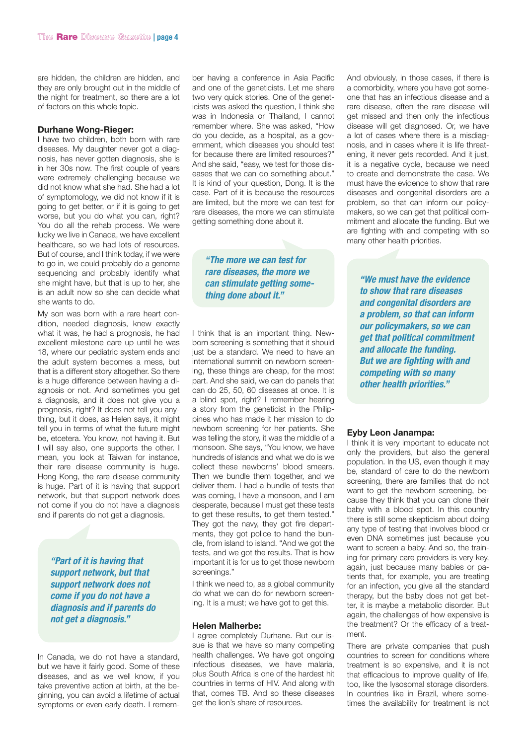are hidden, the children are hidden, and they are only brought out in the middle of the night for treatment, so there are a lot of factors on this whole topic.

**Durhane Wong-Rieger:**

I have two children, both born with rare diseases. My daughter never got a diagnosis, has never gotten diagnosis, she is in her 30s now. The first couple of years were extremely challenging because we did not know what she had. She had a lot of symptomology, we did not know if it is going to get better, or if it is going to get worse, but you do what you can, right? You do all the rehab process. We were lucky we live in Canada, we have excellent healthcare, so we had lots of resources. But of course, and I think today, if we were to go in, we could probably do a genome sequencing and probably identify what she might have, but that is up to her, she is an adult now so she can decide what she wants to do.

My son was born with a rare heart condition, needed diagnosis, knew exactly what it was, he had a prognosis, he had excellent milestone care up until he was 18, where our pediatric system ends and the adult system becomes a mess, but that is a different story altogether. So there is a huge difference between having a diagnosis or not. And sometimes you get a diagnosis, and it does not give you a prognosis, right? It does not tell you anything, but it does, as Helen says, it might tell you in terms of what the future might be, etcetera. You know, not having it. But I will say also, one supports the other. I mean, you look at Taiwan for instance, their rare disease community is huge. Hong Kong, the rare disease community is huge. Part of it is having that support network, but that support network does not come if you do not have a diagnosis and if parents do not get a diagnosis.

> ***"Part of it is having that support network, but that support network does not come if you do not have a diagnosis and if parents do not get a diagnosis."***

In Canada, we do not have a standard, but we have it fairly good. Some of these diseases, and as we well know, if you take preventive action at birth, at the beginning, you can avoid a lifetime of actual symptoms or even early death. I remember having a conference in Asia Pacific and one of the geneticists. Let me share two very quick stories. One of the geneticists was asked the question, I think she was in Indonesia or Thailand, I cannot remember where. She was asked, "How do you decide, as a hospital, as a government, which diseases you should test for because there are limited resources?" And she said, "easy, we test for those diseases that we can do something about." It is kind of your question, Dong. It is the case. Part of it is because the resources are limited, but the more we can test for rare diseases, the more we can stimulate getting something done about it.

> ***"The more we can test for rare diseases, the more we can stimulate getting something done about it."***

I think that is an important thing. Newborn screening is something that it should just be a standard. We need to have an international summit on newborn screening, these things are cheap, for the most part. And she said, we can do panels that can do 25, 50, 60 diseases at once. It is a blind spot, right? I remember hearing a story from the geneticist in the Philippines who has made it her mission to do newborn screening for her patients. She was telling the story, it was the middle of a monsoon. She says, "You know, we have hundreds of islands and what we do is we collect these newborns' blood smears. Then we bundle them together, and we deliver them. I had a bundle of tests that was coming, I have a monsoon, and I am desperate, because I must get these tests to get these results, to get them tested." They got the navy, they got fire departments, they got police to hand the bundle, from island to island. "And we got the tests, and we got the results. That is how important it is for us to get those newborn screenings."

I think we need to, as a global community do what we can do for newborn screening. It is a must; we have got to get this.

**Helen Malherbe:**

I agree completely Durhane. But our issue is that we have so many competing health challenges. We have got ongoing infectious diseases, we have malaria, plus South Africa is one of the hardest hit countries in HIV. And along with that, comes TB. And so these diseases get the lion's share of resources.

And obviously, in those cases, if there is a comorbidity, where you have got someone that has an infectious disease and a rare disease, often the rare disease will get missed and then only the infectious disease will get diagnosed. Or, we have a lot of cases where there is a misdiagnosis, and in cases where it is life threatening, it never gets recorded. And it just, it is a negative cycle, because we need to create and demonstrate the case. We must have the evidence to show that rare diseases and congenital disorders are a problem, so that can inform our policymakers, so we can get that political commitment and allocate the funding. But we are fighting with and competing with so many other health priorities.

> ***"We must have the evidence to show that rare diseases and congenital disorders are a problem, so that can inform our policymakers, so we can get that political commitment and allocate the funding. But we are fighting with and competing with so many other health priorities."***

**Eyby Leon Janampa:**

I think it is very important to educate not only the providers, but also the general population. In the US, even though it may be, standard of care to do the newborn screening, there are families that do not want to get the newborn screening, because they think that you can clone their baby with a blood spot. In this country there is still some skepticism about doing any type of testing that involves blood or even DNA sometimes just because you want to screen a baby. And so, the training for primary care providers is very key, again, just because many babies or patients that, for example, you are treating for an infection, you give all the standard therapy, but the baby does not get better, it is maybe a metabolic disorder. But again, the challenges of how expensive is the treatment? Or the efficacy of a treatment.

There are private companies that push countries to screen for conditions where treatment is so expensive, and it is not that efficacious to improve quality of life, too, like the lysosomal storage disorders. In countries like in Brazil, where sometimes the availability for treatment is not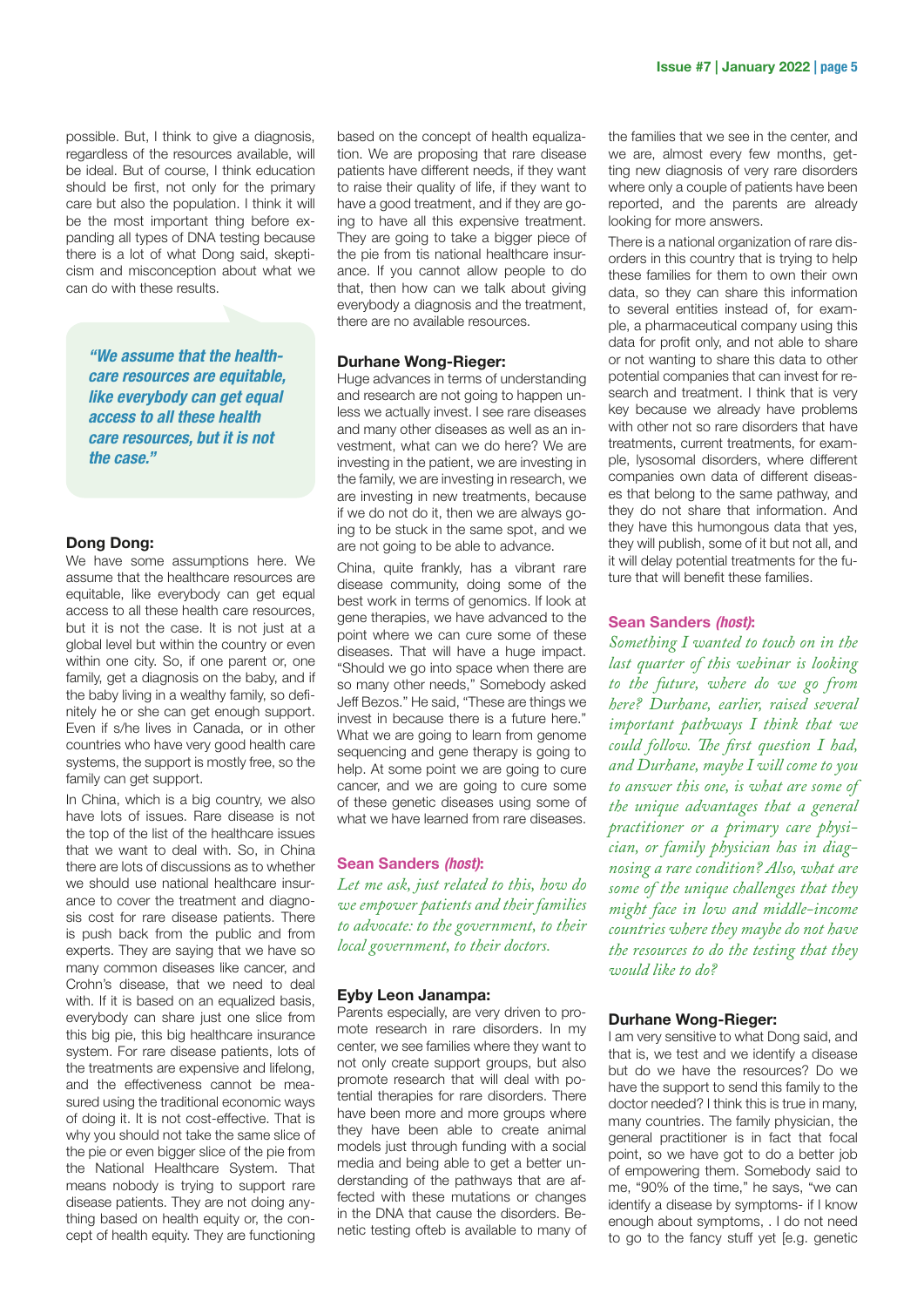possible. But, I think to give a diagnosis, regardless of the resources available, will be ideal. But of course, I think education should be first, not only for the primary care but also the population. I think it will be the most important thing before expanding all types of DNA testing because there is a lot of what Dong said, skepticism and misconception about what we can do with these results.

> ***"We assume that the healthcare resources are equitable, like everybody can get equal access to all these health care resources, but it is not the case."***

**Dong Dong:**
We have some assumptions here. We assume that the healthcare resources are equitable, like everybody can get equal access to all these health care resources, but it is not the case. It is not just at a global level but within the country or even within one city. So, if one parent or, one family, get a diagnosis on the baby, and if the baby living in a wealthy family, so definitely he or she can get enough support. Even if s/he lives in Canada, or in other countries who have very good health care systems, the support is mostly free, so the family can get support.

In China, which is a big country, we also have lots of issues. Rare disease is not the top of the list of the healthcare issues that we want to deal with. So, in China there are lots of discussions as to whether we should use national healthcare insurance to cover the treatment and diagnosis cost for rare disease patients. There is push back from the public and from experts. They are saying that we have so many common diseases like cancer, and Crohn's disease, that we need to deal with. If it is based on an equalized basis, everybody can share just one slice from this big pie, this big healthcare insurance system. For rare disease patients, lots of the treatments are expensive and lifelong, and the effectiveness cannot be measured using the traditional economic ways of doing it. It is not cost-effective. That is why you should not take the same slice of the pie or even bigger slice of the pie from the National Healthcare System. That means nobody is trying to support rare disease patients. They are not doing anything based on health equity or, the concept of health equity. They are functioning based on the concept of health equalization. We are proposing that rare disease patients have different needs, if they want to raise their quality of life, if they want to have a good treatment, and if they are going to have all this expensive treatment. They are going to take a bigger piece of the pie from tis national healthcare insurance. If you cannot allow people to do that, then how can we talk about giving everybody a diagnosis and the treatment, there are no available resources.

**Durhane Wong-Rieger:**
Huge advances in terms of understanding and research are not going to happen unless we actually invest. I see rare diseases and many other diseases as well as an investment, what can we do here? We are investing in the patient, we are investing in the family, we are investing in research, we are investing in new treatments, because if we do not do it, then we are always going to be stuck in the same spot, and we are not going to be able to advance.

China, quite frankly, has a vibrant rare disease community, doing some of the best work in terms of genomics. If look at gene therapies, we have advanced to the point where we can cure some of these diseases. That will have a huge impact. "Should we go into space when there are so many other needs," Somebody asked Jeff Bezos." He said, "These are things we invest in because there is a future here." What we are going to learn from genome sequencing and gene therapy is going to help. At some point we are going to cure cancer, and we are going to cure some of these genetic diseases using some of what we have learned from rare diseases.

**Sean Sanders *(host)*:**
*Let me ask, just related to this, how do we empower patients and their families to advocate: to the government, to their local government, to their doctors.*

**Eyby Leon Janampa:**
Parents especially, are very driven to promote research in rare disorders. In my center, we see families where they want to not only create support groups, but also promote research that will deal with potential therapies for rare disorders. There have been more and more groups where they have been able to create animal models just through funding with a social media and being able to get a better understanding of the pathways that are affected with these mutations or changes in the DNA that cause the disorders. Benetic testing ofteb is available to many of the families that we see in the center, and we are, almost every few months, getting new diagnosis of very rare disorders where only a couple of patients have been reported, and the parents are already looking for more answers.

There is a national organization of rare disorders in this country that is trying to help these families for them to own their own data, so they can share this information to several entities instead of, for example, a pharmaceutical company using this data for profit only, and not able to share or not wanting to share this data to other potential companies that can invest for research and treatment. I think that is very key because we already have problems with other not so rare disorders that have treatments, current treatments, for example, lysosomal disorders, where different companies own data of different diseases that belong to the same pathway, and they do not share that information. And they have this humongous data that yes, they will publish, some of it but not all, and it will delay potential treatments for the future that will benefit these families.

**Sean Sanders *(host)*:**
*Something I wanted to touch on in the last quarter of this webinar is looking to the future, where do we go from here? Durhane, earlier, raised several important pathways I think that we could follow. The first question I had, and Durhane, maybe I will come to you to answer this one, is what are some of the unique advantages that a general practitioner or a primary care physician, or family physician has in diagnosing a rare condition? Also, what are some of the unique challenges that they might face in low and middle-income countries where they maybe do not have the resources to do the testing that they would like to do?*

**Durhane Wong-Rieger:**
I am very sensitive to what Dong said, and that is, we test and we identify a disease but do we have the resources? Do we have the support to send this family to the doctor needed? I think this is true in many, many countries. The family physician, the general practitioner is in fact that focal point, so we have got to do a better job of empowering them. Somebody said to me, "90% of the time," he says, "we can identify a disease by symptoms- if I know enough about symptoms, . I do not need to go to the fancy stuff yet [e.g. genetic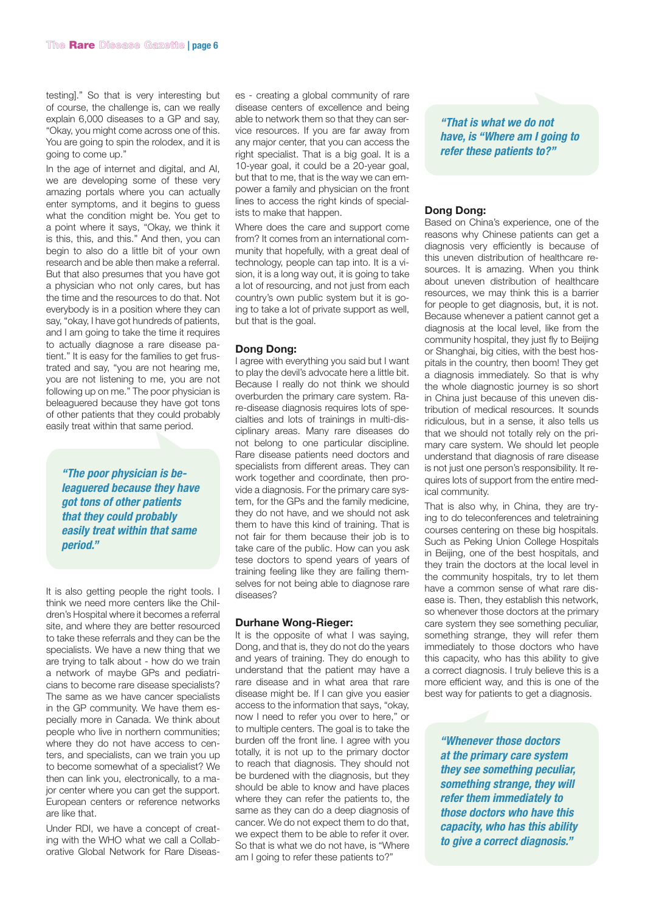testing]." So that is very interesting but of course, the challenge is, can we really explain 6,000 diseases to a GP and say, "Okay, you might come across one of this. You are going to spin the rolodex, and it is going to come up."

In the age of internet and digital, and AI, we are developing some of these very amazing portals where you can actually enter symptoms, and it begins to guess what the condition might be. You get to a point where it says, "Okay, we think it is this, this, and this." And then, you can begin to also do a little bit of your own research and be able then make a referral. But that also presumes that you have got a physician who not only cares, but has the time and the resources to do that. Not everybody is in a position where they can say, "okay, I have got hundreds of patients, and I am going to take the time it requires to actually diagnose a rare disease patient." It is easy for the families to get frustrated and say, "you are not hearing me, you are not listening to me, you are not following up on me." The poor physician is beleaguered because they have got tons of other patients that they could probably easily treat within that same period.

> *"The poor physician is beleaguered because they have got tons of other patients that they could probably easily treat within that same period."*

It is also getting people the right tools. I think we need more centers like the Children's Hospital where it becomes a referral site, and where they are better resourced to take these referrals and they can be the specialists. We have a new thing that we are trying to talk about - how do we train a network of maybe GPs and pediatricians to become rare disease specialists? The same as we have cancer specialists in the GP community. We have them especially more in Canada. We think about people who live in northern communities; where they do not have access to centers, and specialists, can we train you up to become somewhat of a specialist? We then can link you, electronically, to a major center where you can get the support. European centers or reference networks are like that.

Under RDI, we have a concept of creating with the WHO what we call a Collaborative Global Network for Rare Diseases - creating a global community of rare disease centers of excellence and being able to network them so that they can service resources. If you are far away from any major center, that you can access the right specialist. That is a big goal. It is a 10-year goal, it could be a 20-year goal, but that to me, that is the way we can empower a family and physician on the front lines to access the right kinds of specialists to make that happen.

Where does the care and support come from? It comes from an international community that hopefully, with a great deal of technology, people can tap into. It is a vision, it is a long way out, it is going to take a lot of resourcing, and not just from each country's own public system but it is going to take a lot of private support as well, but that is the goal.

**Dong Dong:**

I agree with everything you said but I want to play the devil's advocate here a little bit. Because I really do not think we should overburden the primary care system. Rare-disease diagnosis requires lots of specialties and lots of trainings in multi-disciplinary areas. Many rare diseases do not belong to one particular discipline. Rare disease patients need doctors and specialists from different areas. They can work together and coordinate, then provide a diagnosis. For the primary care system, for the GPs and the family medicine, they do not have, and we should not ask them to have this kind of training. That is not fair for them because their job is to take care of the public. How can you ask tese doctors to spend years of years of training feeling like they are failing themselves for not being able to diagnose rare diseases?

**Durhane Wong-Rieger:**

It is the opposite of what I was saying, Dong, and that is, they do not do the years and years of training. They do enough to understand that the patient may have a rare disease and in what area that rare disease might be. If I can give you easier access to the information that says, "okay, now I need to refer you over to here," or to multiple centers. The goal is to take the burden off the front line. I agree with you totally, it is not up to the primary doctor to reach that diagnosis. They should not be burdened with the diagnosis, but they should be able to know and have places where they can refer the patients to, the same as they can do a deep diagnosis of cancer. We do not expect them to do that, we expect them to be able to refer it over. So that is what we do not have, is "Where am I going to refer these patients to?"

> *"That is what we do not have, is "Where am I going to refer these patients to?"*

**Dong Dong:**

Based on China's experience, one of the reasons why Chinese patients can get a diagnosis very efficiently is because of this uneven distribution of healthcare resources. It is amazing. When you think about uneven distribution of healthcare resources, we may think this is a barrier for people to get diagnosis, but, it is not. Because whenever a patient cannot get a diagnosis at the local level, like from the community hospital, they just fly to Beijing or Shanghai, big cities, with the best hospitals in the country, then boom! They get a diagnosis immediately. So that is why the whole diagnostic journey is so short in China just because of this uneven distribution of medical resources. It sounds ridiculous, but in a sense, it also tells us that we should not totally rely on the primary care system. We should let people understand that diagnosis of rare disease is not just one person's responsibility. It requires lots of support from the entire medical community.

That is also why, in China, they are trying to do teleconferences and teletraining courses centering on these big hospitals. Such as Peking Union College Hospitals in Beijing, one of the best hospitals, and they train the doctors at the local level in the community hospitals, try to let them have a common sense of what rare disease is. Then, they establish this network, so whenever those doctors at the primary care system they see something peculiar, something strange, they will refer them immediately to those doctors who have this capacity, who has this ability to give a correct diagnosis. I truly believe this is a more efficient way, and this is one of the best way for patients to get a diagnosis.

> *"Whenever those doctors at the primary care system they see something peculiar, something strange, they will refer them immediately to those doctors who have this capacity, who has this ability to give a correct diagnosis."*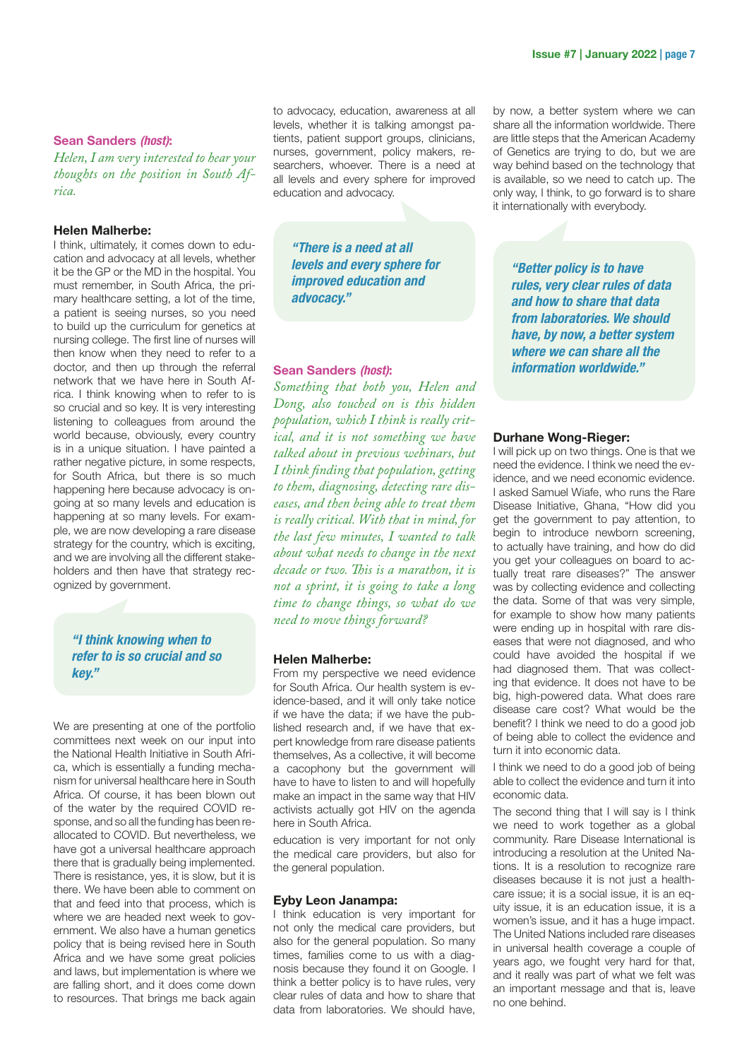**Sean Sanders *(host)*:**

*Helen, I am very interested to hear your thoughts on the position in South Africa.*

**Helen Malherbe:**

I think, ultimately, it comes down to education and advocacy at all levels, whether it be the GP or the MD in the hospital. You must remember, in South Africa, the primary healthcare setting, a lot of the time, a patient is seeing nurses, so you need to build up the curriculum for genetics at nursing college. The first line of nurses will then know when they need to refer to a doctor, and then up through the referral network that we have here in South Africa. I think knowing when to refer to is so crucial and so key. It is very interesting listening to colleagues from around the world because, obviously, every country is in a unique situation. I have painted a rather negative picture, in some respects, for South Africa, but there is so much happening here because advocacy is ongoing at so many levels and education is happening at so many levels. For example, we are now developing a rare disease strategy for the country, which is exciting, and we are involving all the different stakeholders and then have that strategy recognized by government.

> ***"I think knowing when to refer to is so crucial and so key."***

We are presenting at one of the portfolio committees next week on our input into the National Health Initiative in South Africa, which is essentially a funding mechanism for universal healthcare here in South Africa. Of course, it has been blown out of the water by the required COVID response, and so all the funding has been reallocated to COVID. But nevertheless, we have got a universal healthcare approach there that is gradually being implemented. There is resistance, yes, it is slow, but it is there. We have been able to comment on that and feed into that process, which is where we are headed next week to government. We also have a human genetics policy that is being revised here in South Africa and we have some great policies and laws, but implementation is where we are falling short, and it does come down to resources. That brings me back again to advocacy, education, awareness at all levels, whether it is talking amongst patients, patient support groups, clinicians, nurses, government, policy makers, researchers, whoever. There is a need at all levels and every sphere for improved education and advocacy.

> ***"There is a need at all levels and every sphere for improved education and advocacy."***

**Sean Sanders *(host)*:**

*Something that both you, Helen and Dong, also touched on is this hidden population, which I think is really critical, and it is not something we have talked about in previous webinars, but I think finding that population, getting to them, diagnosing, detecting rare diseases, and then being able to treat them is really critical. With that in mind, for the last few minutes, I wanted to talk about what needs to change in the next decade or two. This is a marathon, it is not a sprint, it is going to take a long time to change things, so what do we need to move things forward?*

**Helen Malherbe:**

From my perspective we need evidence for South Africa. Our health system is evidence-based, and it will only take notice if we have the data; if we have the published research and, if we have that expert knowledge from rare disease patients themselves, As a collective, it will become a cacophony but the government will have to have to listen to and will hopefully make an impact in the same way that HIV activists actually got HIV on the agenda here in South Africa.

education is very important for not only the medical care providers, but also for the general population.

**Eyby Leon Janampa:**

I think education is very important for not only the medical care providers, but also for the general population. So many times, families come to us with a diagnosis because they found it on Google. I think a better policy is to have rules, very clear rules of data and how to share that data from laboratories. We should have, by now, a better system where we can share all the information worldwide. There are little steps that the American Academy of Genetics are trying to do, but we are way behind based on the technology that is available, so we need to catch up. The only way, I think, to go forward is to share it internationally with everybody.

> ***"Better policy is to have rules, very clear rules of data and how to share that data from laboratories. We should have, by now, a better system where we can share all the information worldwide."***

**Durhane Wong-Rieger:**

I will pick up on two things. One is that we need the evidence. I think we need the evidence, and we need economic evidence. I asked Samuel Wiafe, who runs the Rare Disease Initiative, Ghana, "How did you get the government to pay attention, to begin to introduce newborn screening, to actually have training, and how do did you get your colleagues on board to actually treat rare diseases?" The answer was by collecting evidence and collecting the data. Some of that was very simple, for example to show how many patients were ending up in hospital with rare diseases that were not diagnosed, and who could have avoided the hospital if we had diagnosed them. That was collecting that evidence. It does not have to be big, high-powered data. What does rare disease care cost? What would be the benefit? I think we need to do a good job of being able to collect the evidence and turn it into economic data.

I think we need to do a good job of being able to collect the evidence and turn it into economic data.

The second thing that I will say is I think we need to work together as a global community. Rare Disease International is introducing a resolution at the United Nations. It is a resolution to recognize rare diseases because it is not just a healthcare issue; it is a social issue, it is an equity issue, it is an education issue, it is a women's issue, and it has a huge impact. The United Nations included rare diseases in universal health coverage a couple of years ago, we fought very hard for that, and it really was part of what we felt was an important message and that is, leave no one behind.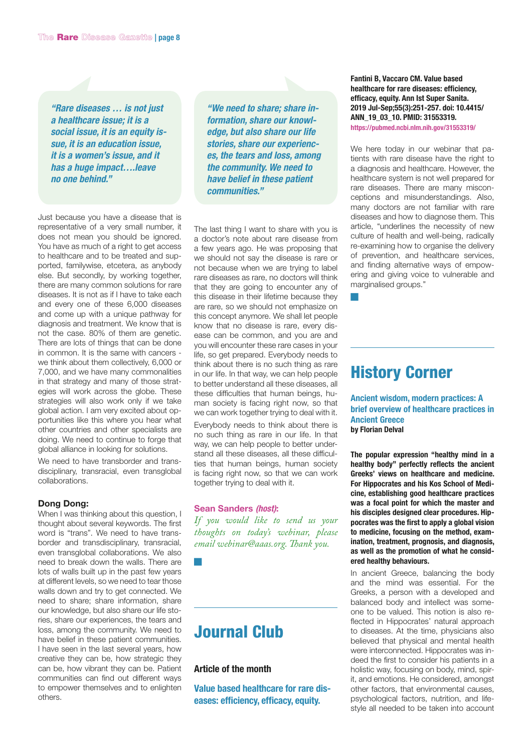> *"Rare diseases … is not just a healthcare issue; it is a social issue, it is an equity issue, it is an education issue, it is a women's issue, and it has a huge impact….leave no one behind."*

Just because you have a disease that is representative of a very small number, it does not mean you should be ignored. You have as much of a right to get access to healthcare and to be treated and supported, familywise, etcetera, as anybody else. But secondly, by working together, there are many common solutions for rare diseases. It is not as if I have to take each and every one of these 6,000 diseases and come up with a unique pathway for diagnosis and treatment. We know that is not the case. 80% of them are genetic. There are lots of things that can be done in common. It is the same with cancers - we think about them collectively, 6,000 or 7,000, and we have many commonalities in that strategy and many of those strategies will work across the globe. These strategies will also work only if we take global action. I am very excited about opportunities like this where you hear what other countries and other specialists are doing. We need to continue to forge that global alliance in looking for solutions.

We need to have transborder and transdisciplinary, transracial, even transglobal collaborations.

**Dong Dong:**

When I was thinking about this question, I thought about several keywords. The first word is "trans". We need to have transborder and transdisciplinary, transracial, even transglobal collaborations. We also need to break down the walls. There are lots of walls built up in the past few years at different levels, so we need to tear those walls down and try to get connected. We need to share; share information, share our knowledge, but also share our life stories, share our experiences, the tears and loss, among the community. We need to have belief in these patient communities. I have seen in the last several years, how creative they can be, how strategic they can be, how vibrant they can be. Patient communities can find out different ways to empower themselves and to enlighten others.

> *"We need to share; share information, share our knowledge, but also share our life stories, share our experiences, the tears and loss, among the community. We need to have belief in these patient communities."*

The last thing I want to share with you is a doctor's note about rare disease from a few years ago. He was proposing that we should not say the disease is rare or not because when we are trying to label rare diseases as rare, no doctors will think that they are going to encounter any of this disease in their lifetime because they are rare, so we should not emphasize on this concept anymore. We shall let people know that no disease is rare, every disease can be common, and you are and you will encounter these rare cases in your life, so get prepared. Everybody needs to think about there is no such thing as rare in our life. In that way, we can help people to better understand all these diseases, all these difficulties that human beings, human society is facing right now, so that we can work together trying to deal with it.

Everybody needs to think about there is no such thing as rare in our life. In that way, we can help people to better understand all these diseases, all these difficulties that human beings, human society is facing right now, so that we can work together trying to deal with it.

**Sean Sanders *(host)*:**

*If you would like to send us your thoughts on today's webinar, please email webinar@aaas.org. Thank you.*

## Journal Club

**Article of the month**

### Value based healthcare for rare diseases: efficiency, efficacy, equity.

**Fantini B, Vaccaro CM. Value based healthcare for rare diseases: efficiency, efficacy, equity. Ann Ist Super Sanita. 2019 Jul-Sep;55(3):251-257. doi: 10.4415/ANN_19_03_10. PMID: 31553319.**
https://pubmed.ncbi.nlm.nih.gov/31553319/

We here today in our webinar that patients with rare disease have the right to a diagnosis and healthcare. However, the healthcare system is not well prepared for rare diseases. There are many misconceptions and misunderstandings. Also, many doctors are not familiar with rare diseases and how to diagnose them. This article, "underlines the necessity of new culture of health and well-being, radically re-examining how to organise the delivery of prevention, and healthcare services, and finding alternative ways of empowering and giving voice to vulnerable and marginalised groups."

## History Corner

### Ancient wisdom, modern practices: A brief overview of healthcare practices in Ancient Greece

**by Florian Delval**

**The popular expression "healthy mind in a healthy body" perfectly reflects the ancient Greeks' views on healthcare and medicine. For Hippocrates and his Kos School of Medicine, establishing good healthcare practices was a focal point for which the master and his disciples designed clear procedures. Hippocrates was the first to apply a global vision to medicine, focusing on the method, examination, treatment, prognosis, and diagnosis, as well as the promotion of what he considered healthy behaviours.**

In ancient Greece, balancing the body and the mind was essential. For the Greeks, a person with a developed and balanced body and intellect was someone to be valued. This notion is also reflected in Hippocrates' natural approach to diseases. At the time, physicians also believed that physical and mental health were interconnected. Hippocrates was indeed the first to consider his patients in a holistic way, focusing on body, mind, spirit, and emotions. He considered, amongst other factors, that environmental causes, psychological factors, nutrition, and lifestyle all needed to be taken into account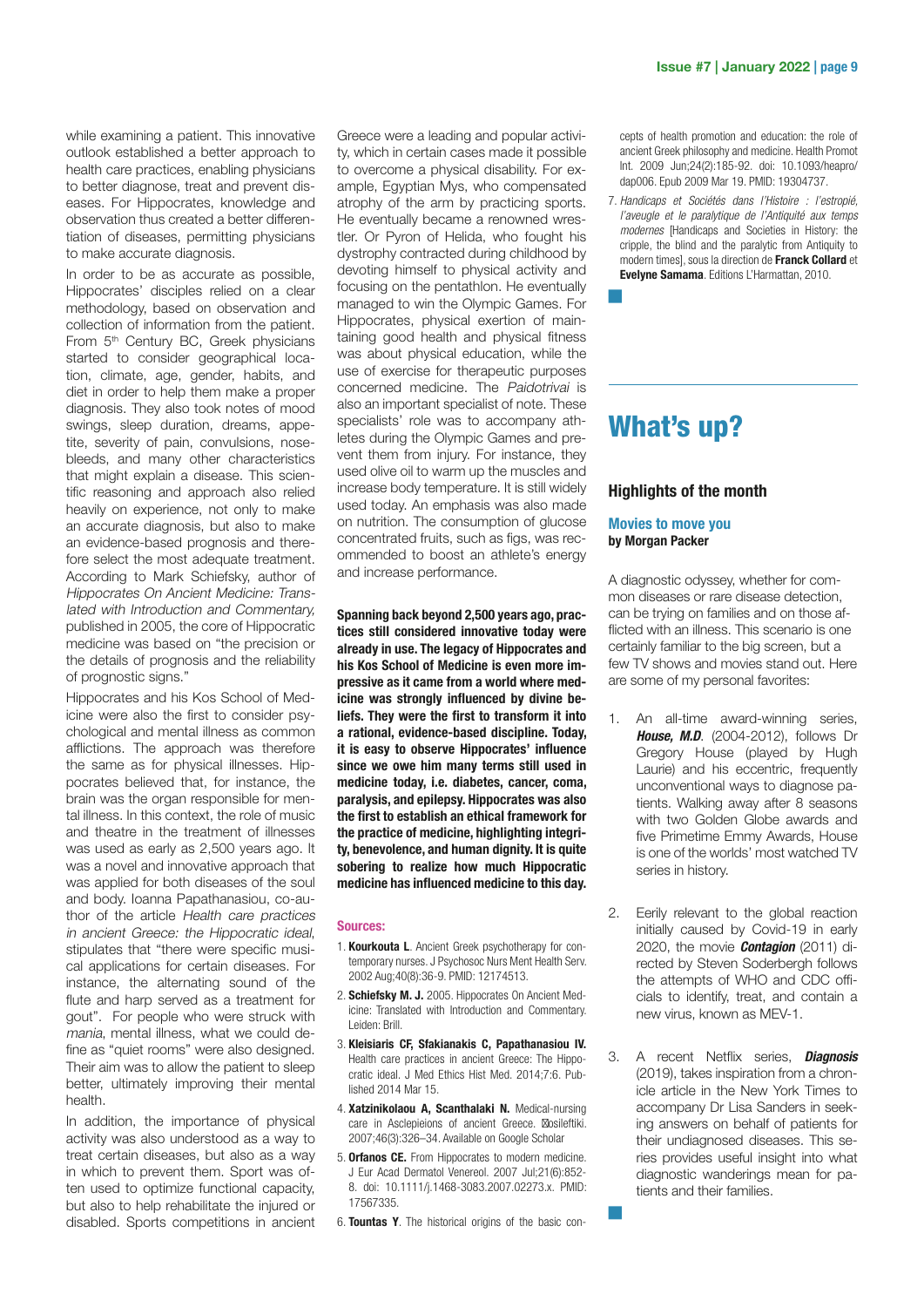while examining a patient. This innovative outlook established a better approach to health care practices, enabling physicians to better diagnose, treat and prevent diseases. For Hippocrates, knowledge and observation thus created a better differentiation of diseases, permitting physicians to make accurate diagnosis.

In order to be as accurate as possible, Hippocrates' disciples relied on a clear methodology, based on observation and collection of information from the patient. From 5th Century BC, Greek physicians started to consider geographical location, climate, age, gender, habits, and diet in order to help them make a proper diagnosis. They also took notes of mood swings, sleep duration, dreams, appetite, severity of pain, convulsions, nosebleeds, and many other characteristics that might explain a disease. This scientific reasoning and approach also relied heavily on experience, not only to make an accurate diagnosis, but also to make an evidence-based prognosis and therefore select the most adequate treatment. According to Mark Schiefsky, author of *Hippocrates On Ancient Medicine: Translated with Introduction and Commentary,* published in 2005, the core of Hippocratic medicine was based on "the precision or the details of prognosis and the reliability of prognostic signs."

Hippocrates and his Kos School of Medicine were also the first to consider psychological and mental illness as common afflictions. The approach was therefore the same as for physical illnesses. Hippocrates believed that, for instance, the brain was the organ responsible for mental illness. In this context, the role of music and theatre in the treatment of illnesses was used as early as 2,500 years ago. It was a novel and innovative approach that was applied for both diseases of the soul and body. Ioanna Papathanasiou, co-author of the article *Health care practices in ancient Greece: the Hippocratic ideal,* stipulates that "there were specific musical applications for certain diseases. For instance, the alternating sound of the flute and harp served as a treatment for gout". For people who were struck with *mania*, mental illness, what we could define as "quiet rooms" were also designed. Their aim was to allow the patient to sleep better, ultimately improving their mental health.

In addition, the importance of physical activity was also understood as a way to treat certain diseases, but also as a way in which to prevent them. Sport was often used to optimize functional capacity, but also to help rehabilitate the injured or disabled. Sports competitions in ancient Greece were a leading and popular activity, which in certain cases made it possible to overcome a physical disability. For example, Egyptian Mys, who compensated atrophy of the arm by practicing sports. He eventually became a renowned wrestler. Or Pyron of Helida, who fought his dystrophy contracted during childhood by devoting himself to physical activity and focusing on the pentathlon. He eventually managed to win the Olympic Games. For Hippocrates, physical exertion of maintaining good health and physical fitness was about physical education, while the use of exercise for therapeutic purposes concerned medicine. The *Paidotrivai* is also an important specialist of note. These specialists' role was to accompany athletes during the Olympic Games and prevent them from injury. For instance, they used olive oil to warm up the muscles and increase body temperature. It is still widely used today. An emphasis was also made on nutrition. The consumption of glucose concentrated fruits, such as figs, was recommended to boost an athlete's energy and increase performance.

**Spanning back beyond 2,500 years ago, practices still considered innovative today were already in use. The legacy of Hippocrates and his Kos School of Medicine is even more impressive as it came from a world where medicine was strongly influenced by divine beliefs. They were the first to transform it into a rational, evidence-based discipline. Today, it is easy to observe Hippocrates' influence since we owe him many terms still used in medicine today, i.e. diabetes, cancer, coma, paralysis, and epilepsy. Hippocrates was also the first to establish an ethical framework for the practice of medicine, highlighting integrity, benevolence, and human dignity. It is quite sobering to realize how much Hippocratic medicine has influenced medicine to this day.**

**Sources:**

1. **Kourkouta L**. Ancient Greek psychotherapy for contemporary nurses. J Psychosoc Nurs Ment Health Serv. 2002 Aug;40(8):36-9. PMID: 12174513.
2. **Schiefsky M. J.** 2005. Hippocrates On Ancient Medicine: Translated with Introduction and Commentary. Leiden: Brill.
3. **Kleisiaris CF, Sfakianakis C, Papathanasiou IV.** Health care practices in ancient Greece: The Hippocratic ideal. J Med Ethics Hist Med. 2014;7:6. Published 2014 Mar 15.
4. **Xatzinikolaou A, Scanthalaki N.** Medical-nursing care in Asclepieions of ancient Greece. Nosileftiki. 2007;46(3):326–34. Available on Google Scholar
5. **Orfanos CE.** From Hippocrates to modern medicine. J Eur Acad Dermatol Venereol. 2007 Jul;21(6):852-8. doi: 10.1111/j.1468-3083.2007.02273.x. PMID: 17567335.
6. **Tountas Y**. The historical origins of the basic concepts of health promotion and education: the role of ancient Greek philosophy and medicine. Health Promot Int. 2009 Jun;24(2):185-92. doi: 10.1093/heapro/dap006. Epub 2009 Mar 19. PMID: 19304737.
7. *Handicaps et Sociétés dans l'Histoire : l'estropié, l'aveugle et le paralytique de l'Antiquité aux temps modernes* [Handicaps and Societies in History: the cripple, the blind and the paralytic from Antiquity to modern times], sous la direction de **Franck Collard** et **Evelyne Samama**. Editions L'Harmattan, 2010.

# What's up?

## Highlights of the month

### Movies to move you
**by Morgan Packer**

A diagnostic odyssey, whether for common diseases or rare disease detection, can be trying on families and on those afflicted with an illness. This scenario is one certainly familiar to the big screen, but a few TV shows and movies stand out. Here are some of my personal favorites:

1. An all-time award-winning series, ***House, M.D***. (2004-2012), follows Dr Gregory House (played by Hugh Laurie) and his eccentric, frequently unconventional ways to diagnose patients. Walking away after 8 seasons with two Golden Globe awards and five Primetime Emmy Awards, House is one of the worlds' most watched TV series in history.

2. Eerily relevant to the global reaction initially caused by Covid-19 in early 2020, the movie ***Contagion*** (2011) directed by Steven Soderbergh follows the attempts of WHO and CDC officials to identify, treat, and contain a new virus, known as MEV-1.

3. A recent Netflix series, ***Diagnosis*** (2019), takes inspiration from a chronicle article in the New York Times to accompany Dr Lisa Sanders in seeking answers on behalf of patients for their undiagnosed diseases. This series provides useful insight into what diagnostic wanderings mean for patients and their families.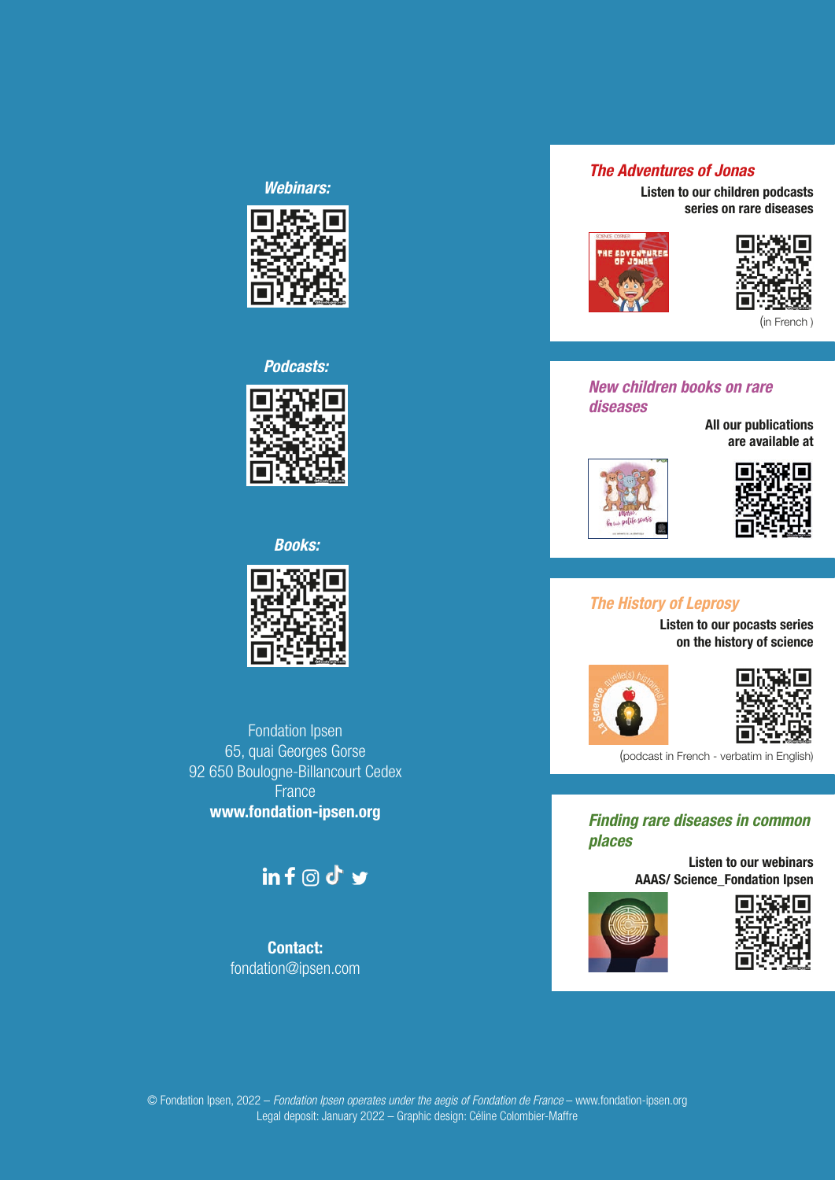***Webinars:***

***Podcasts:***

***Books:***

Fondation Ipsen
65, quai Georges Gorse
92 650 Boulogne-Billancourt Cedex
France
**www.fondation-ipsen.org**

**Contact:**
fondation@ipsen.com

## *The Adventures of Jonas*

**Listen to our children podcasts series on rare diseases**

(in French )

## *New children books on rare diseases*

**All our publications are available at**

## *The History of Leprosy*

**Listen to our pocasts series on the history of science**

(podcast in French - verbatim in English)

## *Finding rare diseases in common places*

**Listen to our webinars AAAS/ Science_Fondation Ipsen**

© Fondation Ipsen, 2022 – *Fondation Ipsen operates under the aegis of Fondation de France* – www.fondation-ipsen.org
Legal deposit: January 2022 – Graphic design: Céline Colombier-Maffre